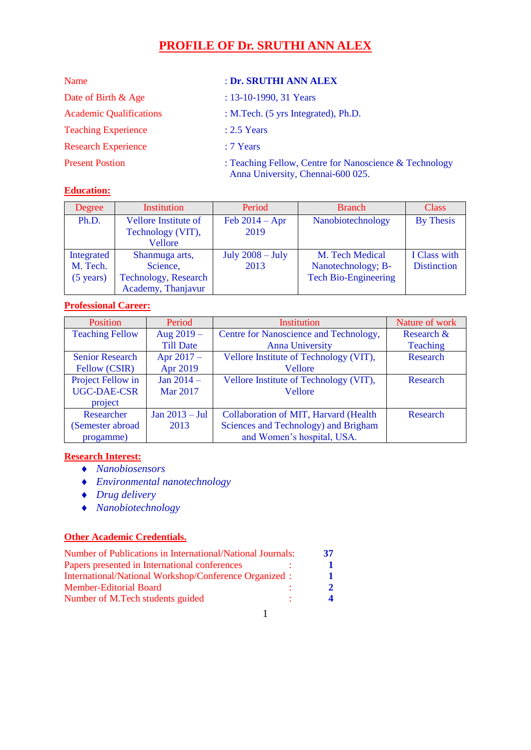# PROFILE OF Dr. SRUTHI ANN ALEX

| | |
|---|---|
| Name | : **Dr. SRUTHI ANN ALEX** |
| Date of Birth & Age | : 13-10-1990, 31 Years |
| Academic Qualifications | : M.Tech. (5 yrs Integrated), Ph.D. |
| Teaching Experience | : 2.5 Years |
| Research Experience | : 7 Years |
| Present Postion | : Teaching Fellow, Centre for Nanoscience & Technology Anna University, Chennai-600 025. |

## Education:

| Degree | Institution | Period | Branch | Class |
|---|---|---|---|---|
| Ph.D. | Vellore Institute of Technology (VIT), Vellore | Feb 2014 – Apr 2019 | Nanobiotechnology | By Thesis |
| Integrated M. Tech. (5 years) | Shanmuga arts, Science, Technology, Research Academy, Thanjavur | July 2008 – July 2013 | M. Tech Medical Nanotechnology; B-Tech Bio-Engineering | I Class with Distinction |

## Professional Career:

| Position | Period | Institution | Nature of work |
|---|---|---|---|
| Teaching Fellow | Aug 2019 – Till Date | Centre for Nanoscience and Technology, Anna University | Research & Teaching |
| Senior Research Fellow (CSIR) | Apr 2017 – Apr 2019 | Vellore Institute of Technology (VIT), Vellore | Research |
| Project Fellow in UGC-DAE-CSR project | Jan 2014 – Mar 2017 | Vellore Institute of Technology (VIT), Vellore | Research |
| Researcher (Semester abroad progamme) | Jan 2013 – Jul 2013 | Collaboration of MIT, Harvard (Health Sciences and Technology) and Brigham and Women's hospital, USA. | Research |

## Research Interest:

- *Nanobiosensors*
- *Environmental nanotechnology*
- *Drug delivery*
- *Nanobiotechnology*

## Other Academic Credentials.

| | |
|---|---|
| Number of Publications in International/National Journals: | **37** |
| Papers presented in International conferences : | **1** |
| International/National Workshop/Conference Organized : | **1** |
| Member-Editorial Board : | **2** |
| Number of M.Tech students guided : | **4** |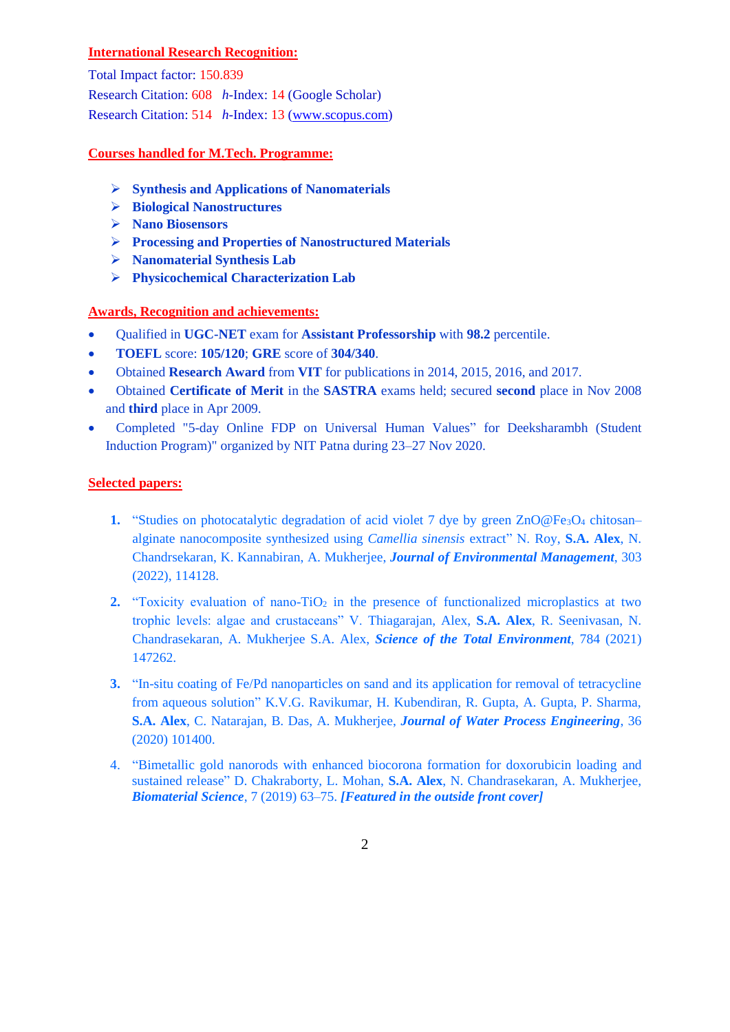## International Research Recognition:

Total Impact factor: 150.839

Research Citation: 608 *h*-Index: 14 (Google Scholar)

Research Citation: 514 *h*-Index: 13 (www.scopus.com)

## Courses handled for M.Tech. Programme:

- **Synthesis and Applications of Nanomaterials**
- **Biological Nanostructures**
- **Nano Biosensors**
- **Processing and Properties of Nanostructured Materials**
- **Nanomaterial Synthesis Lab**
- **Physicochemical Characterization Lab**

## Awards, Recognition and achievements:

- Qualified in **UGC-NET** exam for **Assistant Professorship** with **98.2** percentile.
- **TOEFL** score: **105/120**; **GRE** score of **304/340**.
- Obtained **Research Award** from **VIT** for publications in 2014, 2015, 2016, and 2017.
- Obtained **Certificate of Merit** in the **SASTRA** exams held; secured **second** place in Nov 2008 and **third** place in Apr 2009.
- Completed "5-day Online FDP on Universal Human Values" for Deeksharambh (Student Induction Program)" organized by NIT Patna during 23–27 Nov 2020.

## Selected papers:

1. "Studies on photocatalytic degradation of acid violet 7 dye by green ZnO@$Fe_3O_4$ chitosan–alginate nanocomposite synthesized using *Camellia sinensis* extract" N. Roy, **S.A. Alex**, N. Chandrsekaran, K. Kannabiran, A. Mukherjee, ***Journal of Environmental Management***, 303 (2022), 114128.

2. "Toxicity evaluation of nano-$TiO_2$ in the presence of functionalized microplastics at two trophic levels: algae and crustaceans" V. Thiagarajan, Alex, **S.A. Alex**, R. Seenivasan, N. Chandrasekaran, A. Mukherjee S.A. Alex, ***Science of the Total Environment***, 784 (2021) 147262.

3. "In-situ coating of Fe/Pd nanoparticles on sand and its application for removal of tetracycline from aqueous solution" K.V.G. Ravikumar, H. Kubendiran, R. Gupta, A. Gupta, P. Sharma, **S.A. Alex**, C. Natarajan, B. Das, A. Mukherjee, ***Journal of Water Process Engineering***, 36 (2020) 101400.

4. "Bimetallic gold nanorods with enhanced biocorona formation for doxorubicin loading and sustained release" D. Chakraborty, L. Mohan, **S.A. Alex**, N. Chandrasekaran, A. Mukherjee, ***Biomaterial Science***, 7 (2019) 63–75. ***[Featured in the outside front cover]***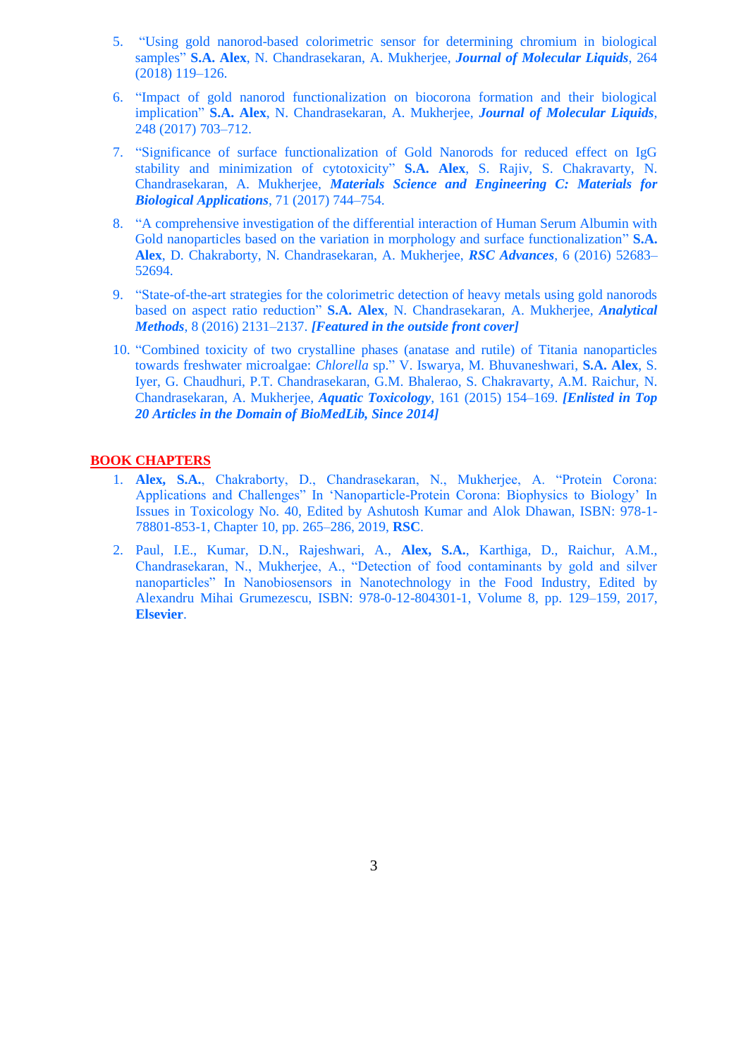5. "Using gold nanorod-based colorimetric sensor for determining chromium in biological samples" **S.A. Alex**, N. Chandrasekaran, A. Mukherjee, ***Journal of Molecular Liquids***, 264 (2018) 119–126.

6. "Impact of gold nanorod functionalization on biocorona formation and their biological implication" **S.A. Alex**, N. Chandrasekaran, A. Mukherjee, ***Journal of Molecular Liquids***, 248 (2017) 703–712.

7. "Significance of surface functionalization of Gold Nanorods for reduced effect on IgG stability and minimization of cytotoxicity" **S.A. Alex**, S. Rajiv, S. Chakravarty, N. Chandrasekaran, A. Mukherjee, ***Materials Science and Engineering C: Materials for Biological Applications***, 71 (2017) 744–754.

8. "A comprehensive investigation of the differential interaction of Human Serum Albumin with Gold nanoparticles based on the variation in morphology and surface functionalization" **S.A. Alex**, D. Chakraborty, N. Chandrasekaran, A. Mukherjee, ***RSC Advances***, 6 (2016) 52683–52694.

9. "State-of-the-art strategies for the colorimetric detection of heavy metals using gold nanorods based on aspect ratio reduction" **S.A. Alex**, N. Chandrasekaran, A. Mukherjee, ***Analytical Methods***, 8 (2016) 2131–2137. ***[Featured in the outside front cover]***

10. "Combined toxicity of two crystalline phases (anatase and rutile) of Titania nanoparticles towards freshwater microalgae: *Chlorella* sp." V. Iswarya, M. Bhuvaneshwari, **S.A. Alex**, S. Iyer, G. Chaudhuri, P.T. Chandrasekaran, G.M. Bhalerao, S. Chakravarty, A.M. Raichur, N. Chandrasekaran, A. Mukherjee, ***Aquatic Toxicology***, 161 (2015) 154–169. ***[Enlisted in Top 20 Articles in the Domain of BioMedLib, Since 2014]***

## BOOK CHAPTERS

1. **Alex, S.A.**, Chakraborty, D., Chandrasekaran, N., Mukherjee, A. "Protein Corona: Applications and Challenges" In 'Nanoparticle-Protein Corona: Biophysics to Biology' In Issues in Toxicology No. 40, Edited by Ashutosh Kumar and Alok Dhawan, ISBN: 978-1-78801-853-1, Chapter 10, pp. 265–286, 2019, **RSC**.

2. Paul, I.E., Kumar, D.N., Rajeshwari, A., **Alex, S.A.**, Karthiga, D., Raichur, A.M., Chandrasekaran, N., Mukherjee, A., "Detection of food contaminants by gold and silver nanoparticles" In Nanobiosensors in Nanotechnology in the Food Industry, Edited by Alexandru Mihai Grumezescu, ISBN: 978-0-12-804301-1, Volume 8, pp. 129–159, 2017, **Elsevier**.